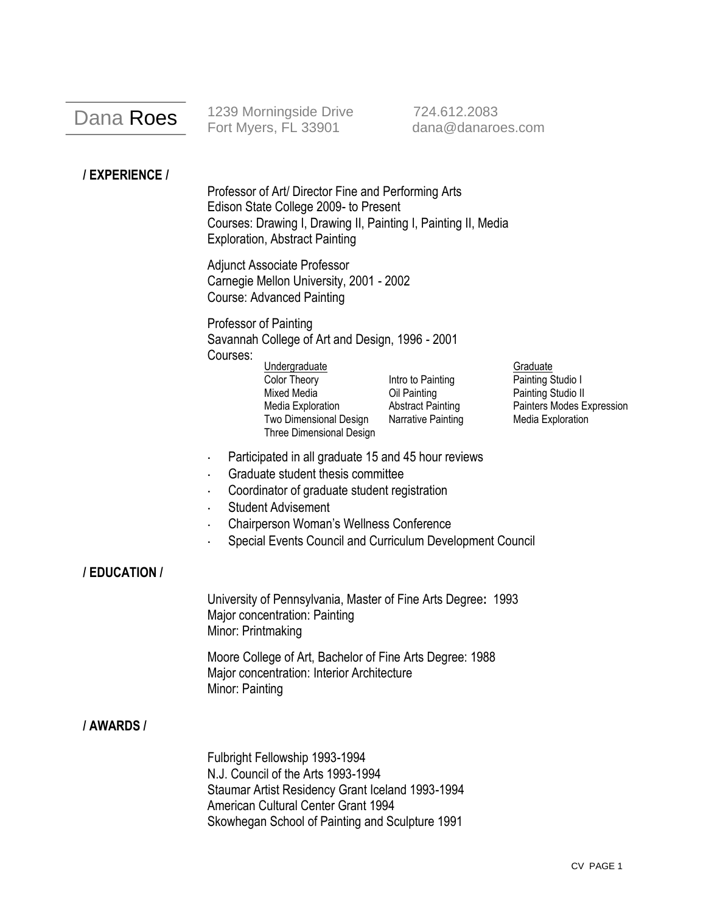# Dana Roes

1239 Morningside Drive
Fort Myers, FL 33901

724.612.2083
dana@danaroes.com

## / EXPERIENCE /

Professor of Art/ Director Fine and Performing Arts
Edison State College 2009- to Present
Courses: Drawing I, Drawing II, Painting I, Painting II, Media Exploration, Abstract Painting

Adjunct Associate Professor
Carnegie Mellon University, 2001 - 2002
Course: Advanced Painting

Professor of Painting
Savannah College of Art and Design, 1996 - 2001
Courses:

| Undergraduate | | Graduate |
|---|---|---|
| Color Theory | Intro to Painting | Painting Studio I |
| Mixed Media | Oil Painting | Painting Studio II |
| Media Exploration | Abstract Painting | Painters Modes Expression |
| Two Dimensional Design | Narrative Painting | Media Exploration |
| Three Dimensional Design | | |

- Participated in all graduate 15 and 45 hour reviews
- Graduate student thesis committee
- Coordinator of graduate student registration
- Student Advisement
- Chairperson Woman's Wellness Conference
- Special Events Council and Curriculum Development Council

## / EDUCATION /

University of Pennsylvania, Master of Fine Arts Degree**:** 1993
Major concentration: Painting
Minor: Printmaking

Moore College of Art, Bachelor of Fine Arts Degree: 1988
Major concentration: Interior Architecture
Minor: Painting

## / AWARDS /

Fulbright Fellowship 1993-1994
N.J. Council of the Arts 1993-1994
Staumar Artist Residency Grant Iceland 1993-1994
American Cultural Center Grant 1994
Skowhegan School of Painting and Sculpture 1991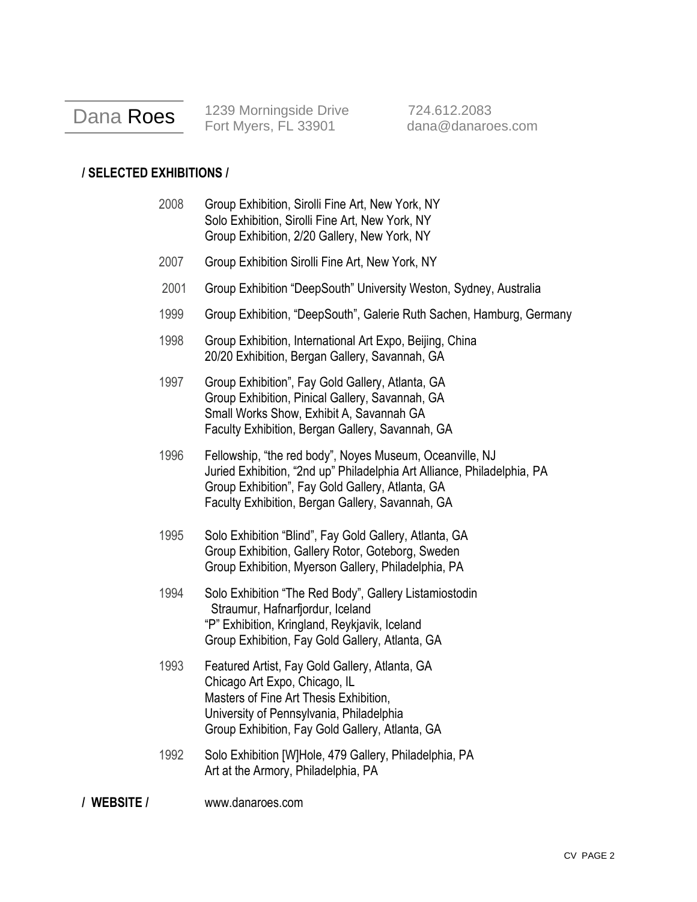Dana Roes 1239 Morningside Drive Fort Myers, FL 33901 724.612.2083 dana@danaroes.com

## / SELECTED EXHIBITIONS /

| | |
|---|---|
| 2008 | Group Exhibition, Sirolli Fine Art, New York, NY<br>Solo Exhibition, Sirolli Fine Art, New York, NY<br>Group Exhibition, 2/20 Gallery, New York, NY |
| 2007 | Group Exhibition Sirolli Fine Art, New York, NY |
| 2001 | Group Exhibition "DeepSouth" University Weston, Sydney, Australia |
| 1999 | Group Exhibition, "DeepSouth", Galerie Ruth Sachen, Hamburg, Germany |
| 1998 | Group Exhibition, International Art Expo, Beijing, China<br>20/20 Exhibition, Bergan Gallery, Savannah, GA |
| 1997 | Group Exhibition", Fay Gold Gallery, Atlanta, GA<br>Group Exhibition, Pinical Gallery, Savannah, GA<br>Small Works Show, Exhibit A, Savannah GA<br>Faculty Exhibition, Bergan Gallery, Savannah, GA |
| 1996 | Fellowship, "the red body", Noyes Museum, Oceanville, NJ<br>Juried Exhibition, "2nd up" Philadelphia Art Alliance, Philadelphia, PA<br>Group Exhibition", Fay Gold Gallery, Atlanta, GA<br>Faculty Exhibition, Bergan Gallery, Savannah, GA |
| 1995 | Solo Exhibition "Blind", Fay Gold Gallery, Atlanta, GA<br>Group Exhibition, Gallery Rotor, Goteborg, Sweden<br>Group Exhibition, Myerson Gallery, Philadelphia, PA |
| 1994 | Solo Exhibition "The Red Body", Gallery Listamiostodin Straumur, Hafnarfjordur, Iceland<br>"P" Exhibition, Kringland, Reykjavik, Iceland<br>Group Exhibition, Fay Gold Gallery, Atlanta, GA |
| 1993 | Featured Artist, Fay Gold Gallery, Atlanta, GA<br>Chicago Art Expo, Chicago, IL<br>Masters of Fine Art Thesis Exhibition, University of Pennsylvania, Philadelphia<br>Group Exhibition, Fay Gold Gallery, Atlanta, GA |
| 1992 | Solo Exhibition [W]Hole, 479 Gallery, Philadelphia, PA<br>Art at the Armory, Philadelphia, PA |

## / WEBSITE /

www.danaroes.com